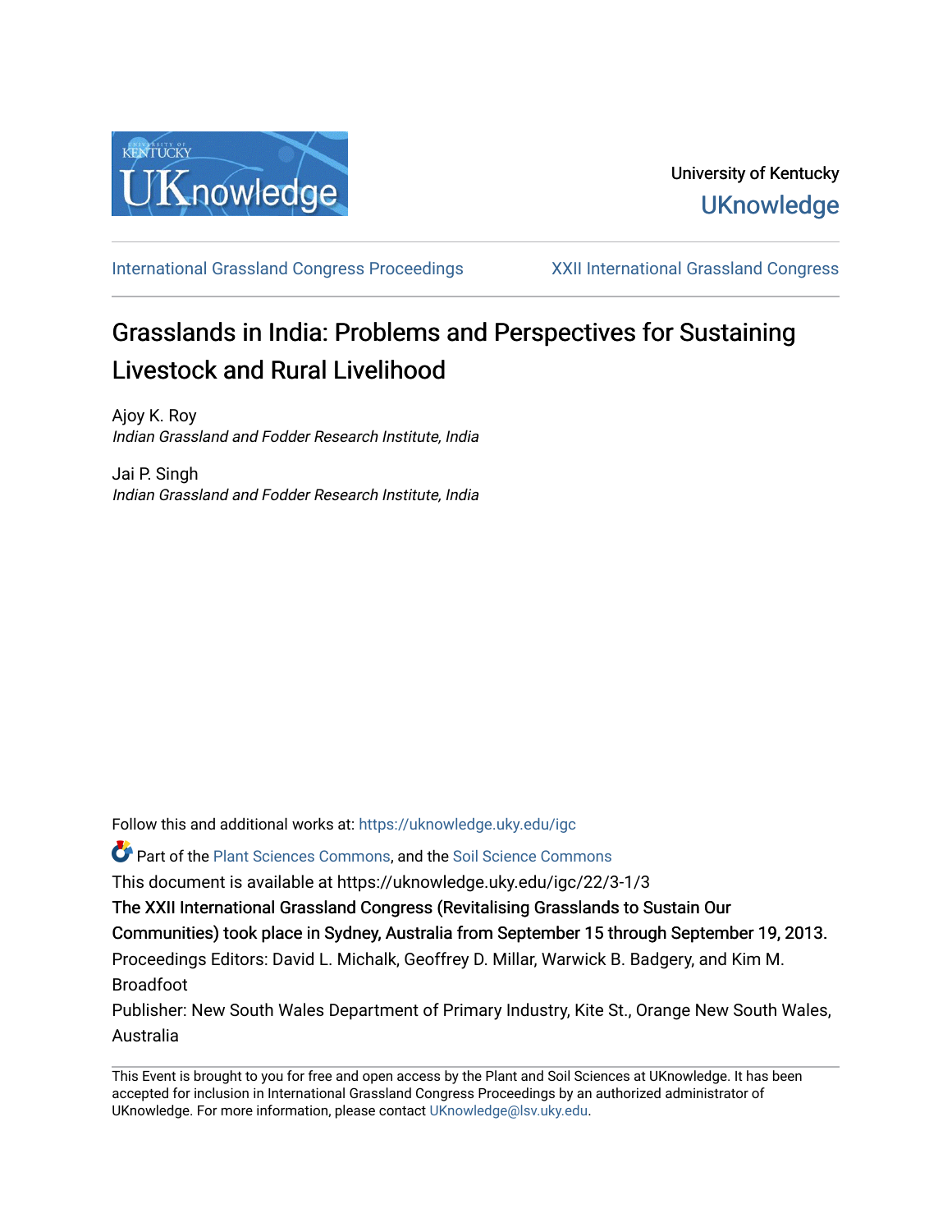University of Kentucky
UKnowledge

International Grassland Congress Proceedings | XXII International Grassland Congress

# Grasslands in India: Problems and Perspectives for Sustaining Livestock and Rural Livelihood

Ajoy K. Roy
*Indian Grassland and Fodder Research Institute, India*

Jai P. Singh
*Indian Grassland and Fodder Research Institute, India*

Follow this and additional works at: https://uknowledge.uky.edu/igc

Part of the Plant Sciences Commons, and the Soil Science Commons

This document is available at https://uknowledge.uky.edu/igc/22/3-1/3

The XXII International Grassland Congress (Revitalising Grasslands to Sustain Our Communities) took place in Sydney, Australia from September 15 through September 19, 2013.

Proceedings Editors: David L. Michalk, Geoffrey D. Millar, Warwick B. Badgery, and Kim M. Broadfoot

Publisher: New South Wales Department of Primary Industry, Kite St., Orange New South Wales, Australia

This Event is brought to you for free and open access by the Plant and Soil Sciences at UKnowledge. It has been accepted for inclusion in International Grassland Congress Proceedings by an authorized administrator of UKnowledge. For more information, please contact UKnowledge@lsv.uky.edu.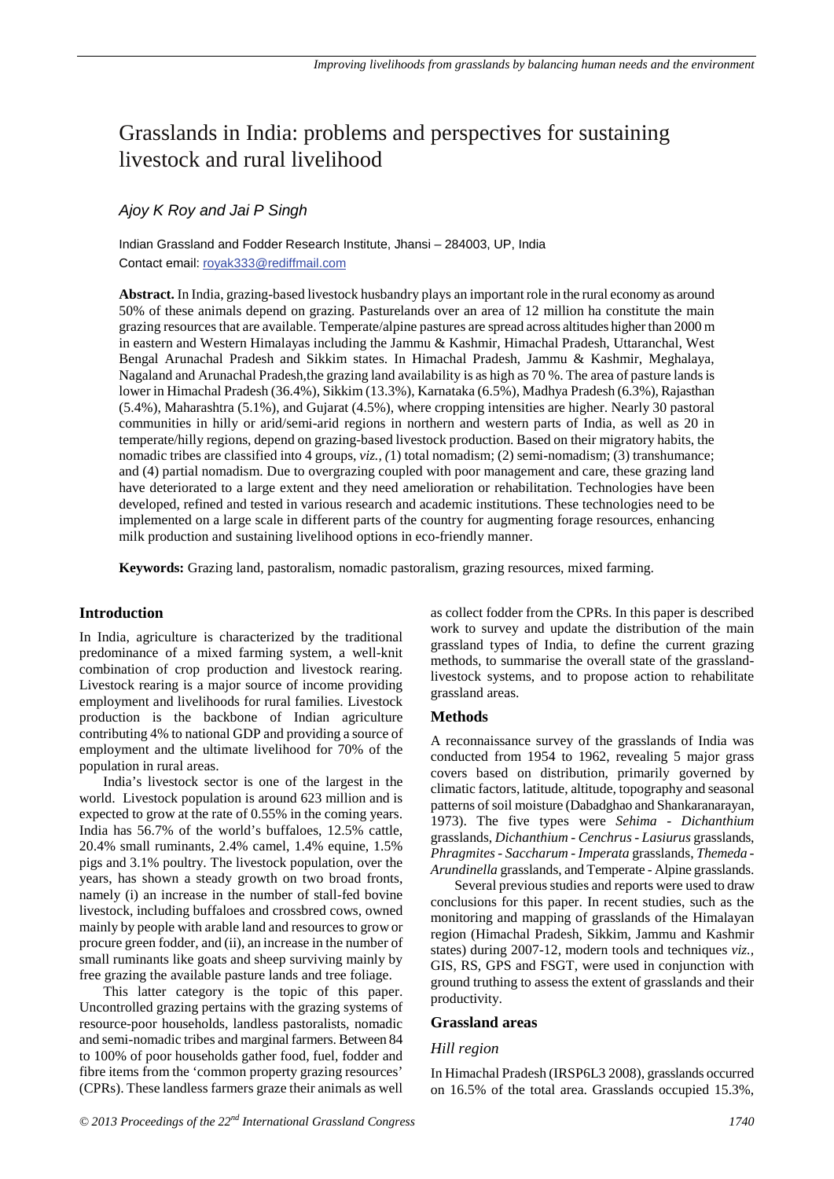# Grasslands in India: problems and perspectives for sustaining livestock and rural livelihood

*Ajoy K Roy and Jai P Singh*

Indian Grassland and Fodder Research Institute, Jhansi – 284003, UP, India
Contact email: royak333@rediffmail.com

**Abstract.** In India, grazing-based livestock husbandry plays an important role in the rural economy as around 50% of these animals depend on grazing. Pasturelands over an area of 12 million ha constitute the main grazing resources that are available. Temperate/alpine pastures are spread across altitudes higher than 2000 m in eastern and Western Himalayas including the Jammu & Kashmir, Himachal Pradesh, Uttaranchal, West Bengal Arunachal Pradesh and Sikkim states. In Himachal Pradesh, Jammu & Kashmir, Meghalaya, Nagaland and Arunachal Pradesh,the grazing land availability is as high as 70 %. The area of pasture lands is lower in Himachal Pradesh (36.4%), Sikkim (13.3%), Karnataka (6.5%), Madhya Pradesh (6.3%), Rajasthan (5.4%), Maharashtra (5.1%), and Gujarat (4.5%), where cropping intensities are higher. Nearly 30 pastoral communities in hilly or arid/semi-arid regions in northern and western parts of India, as well as 20 in temperate/hilly regions, depend on grazing-based livestock production. Based on their migratory habits, the nomadic tribes are classified into 4 groups, *viz., (*1) total nomadism; (2) semi-nomadism; (3) transhumance; and (4) partial nomadism. Due to overgrazing coupled with poor management and care, these grazing land have deteriorated to a large extent and they need amelioration or rehabilitation. Technologies have been developed, refined and tested in various research and academic institutions. These technologies need to be implemented on a large scale in different parts of the country for augmenting forage resources, enhancing milk production and sustaining livelihood options in eco-friendly manner.

**Keywords:** Grazing land, pastoralism, nomadic pastoralism, grazing resources, mixed farming.

## Introduction

In India, agriculture is characterized by the traditional predominance of a mixed farming system, a well-knit combination of crop production and livestock rearing. Livestock rearing is a major source of income providing employment and livelihoods for rural families. Livestock production is the backbone of Indian agriculture contributing 4% to national GDP and providing a source of employment and the ultimate livelihood for 70% of the population in rural areas.

India's livestock sector is one of the largest in the world. Livestock population is around 623 million and is expected to grow at the rate of 0.55% in the coming years. India has 56.7% of the world's buffaloes, 12.5% cattle, 20.4% small ruminants, 2.4% camel, 1.4% equine, 1.5% pigs and 3.1% poultry. The livestock population, over the years, has shown a steady growth on two broad fronts, namely (i) an increase in the number of stall-fed bovine livestock, including buffaloes and crossbred cows, owned mainly by people with arable land and resources to grow or procure green fodder, and (ii), an increase in the number of small ruminants like goats and sheep surviving mainly by free grazing the available pasture lands and tree foliage.

This latter category is the topic of this paper. Uncontrolled grazing pertains with the grazing systems of resource-poor households, landless pastoralists, nomadic and semi-nomadic tribes and marginal farmers. Between 84 to 100% of poor households gather food, fuel, fodder and fibre items from the 'common property grazing resources' (CPRs). These landless farmers graze their animals as well as collect fodder from the CPRs. In this paper is described work to survey and update the distribution of the main grassland types of India, to define the current grazing methods, to summarise the overall state of the grassland-livestock systems, and to propose action to rehabilitate grassland areas.

## Methods

A reconnaissance survey of the grasslands of India was conducted from 1954 to 1962, revealing 5 major grass covers based on distribution, primarily governed by climatic factors, latitude, altitude, topography and seasonal patterns of soil moisture (Dabadghao and Shankaranarayan, 1973). The five types were *Sehima - Dichanthium* grasslands, *Dichanthium - Cenchrus - Lasiurus* grasslands, *Phragmites - Saccharum - Imperata* grasslands, *Themeda - Arundinella* grasslands, and Temperate - Alpine grasslands.

Several previous studies and reports were used to draw conclusions for this paper. In recent studies, such as the monitoring and mapping of grasslands of the Himalayan region (Himachal Pradesh, Sikkim, Jammu and Kashmir states) during 2007-12, modern tools and techniques *viz.,* GIS, RS, GPS and FSGT, were used in conjunction with ground truthing to assess the extent of grasslands and their productivity.

## Grassland areas

### *Hill region*

In Himachal Pradesh (IRSP6L3 2008), grasslands occurred on 16.5% of the total area. Grasslands occupied 15.3%,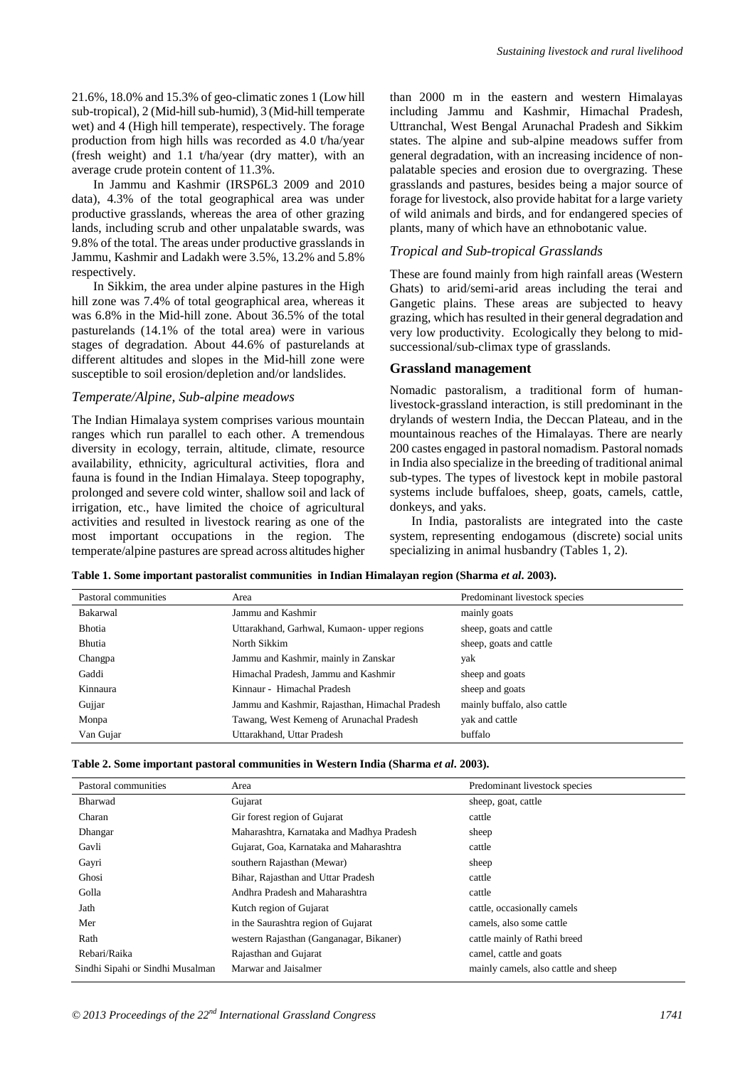21.6%, 18.0% and 15.3% of geo-climatic zones 1 (Low hill sub-tropical), 2 (Mid-hill sub-humid), 3 (Mid-hill temperate wet) and 4 (High hill temperate), respectively. The forage production from high hills was recorded as 4.0 t/ha/year (fresh weight) and 1.1 t/ha/year (dry matter), with an average crude protein content of 11.3%.

In Jammu and Kashmir (IRSP6L3 2009 and 2010 data), 4.3% of the total geographical area was under productive grasslands, whereas the area of other grazing lands, including scrub and other unpalatable swards, was 9.8% of the total. The areas under productive grasslands in Jammu, Kashmir and Ladakh were 3.5%, 13.2% and 5.8% respectively.

In Sikkim, the area under alpine pastures in the High hill zone was 7.4% of total geographical area, whereas it was 6.8% in the Mid-hill zone. About 36.5% of the total pasturelands (14.1% of the total area) were in various stages of degradation. About 44.6% of pasturelands at different altitudes and slopes in the Mid-hill zone were susceptible to soil erosion/depletion and/or landslides.

### *Temperate/Alpine, Sub-alpine meadows*

The Indian Himalaya system comprises various mountain ranges which run parallel to each other. A tremendous diversity in ecology, terrain, altitude, climate, resource availability, ethnicity, agricultural activities, flora and fauna is found in the Indian Himalaya. Steep topography, prolonged and severe cold winter, shallow soil and lack of irrigation, etc., have limited the choice of agricultural activities and resulted in livestock rearing as one of the most important occupations in the region. The temperate/alpine pastures are spread across altitudes higher than 2000 m in the eastern and western Himalayas including Jammu and Kashmir, Himachal Pradesh, Uttranchal, West Bengal Arunachal Pradesh and Sikkim states. The alpine and sub-alpine meadows suffer from general degradation, with an increasing incidence of non-palatable species and erosion due to overgrazing. These grasslands and pastures, besides being a major source of forage for livestock, also provide habitat for a large variety of wild animals and birds, and for endangered species of plants, many of which have an ethnobotanic value.

### *Tropical and Sub-tropical Grasslands*

These are found mainly from high rainfall areas (Western Ghats) to arid/semi-arid areas including the terai and Gangetic plains. These areas are subjected to heavy grazing, which has resulted in their general degradation and very low productivity. Ecologically they belong to mid-successional/sub-climax type of grasslands.

## Grassland management

Nomadic pastoralism, a traditional form of human-livestock-grassland interaction, is still predominant in the drylands of western India, the Deccan Plateau, and in the mountainous reaches of the Himalayas. There are nearly 200 castes engaged in pastoral nomadism. Pastoral nomads in India also specialize in the breeding of traditional animal sub-types. The types of livestock kept in mobile pastoral systems include buffaloes, sheep, goats, camels, cattle, donkeys, and yaks.

In India, pastoralists are integrated into the caste system, representing endogamous (discrete) social units specializing in animal husbandry (Tables 1, 2).

**Table 1. Some important pastoralist communities in Indian Himalayan region (Sharma *et al*. 2003).**

| Pastoral communities | Area | Predominant livestock species |
|---|---|---|
| Bakarwal | Jammu and Kashmir | mainly goats |
| Bhotia | Uttarakhand, Garhwal, Kumaon- upper regions | sheep, goats and cattle |
| Bhutia | North Sikkim | sheep, goats and cattle |
| Changpa | Jammu and Kashmir, mainly in Zanskar | yak |
| Gaddi | Himachal Pradesh, Jammu and Kashmir | sheep and goats |
| Kinnaura | Kinnaur - Himachal Pradesh | sheep and goats |
| Gujjar | Jammu and Kashmir, Rajasthan, Himachal Pradesh | mainly buffalo, also cattle |
| Monpa | Tawang, West Kemeng of Arunachal Pradesh | yak and cattle |
| Van Gujar | Uttarakhand, Uttar Pradesh | buffalo |

**Table 2. Some important pastoral communities in Western India (Sharma *et al*. 2003).**

| Pastoral communities | Area | Predominant livestock species |
|---|---|---|
| Bharwad | Gujarat | sheep, goat, cattle |
| Charan | Gir forest region of Gujarat | cattle |
| Dhangar | Maharashtra, Karnataka and Madhya Pradesh | sheep |
| Gavli | Gujarat, Goa, Karnataka and Maharashtra | cattle |
| Gayri | southern Rajasthan (Mewar) | sheep |
| Ghosi | Bihar, Rajasthan and Uttar Pradesh | cattle |
| Golla | Andhra Pradesh and Maharashtra | cattle |
| Jath | Kutch region of Gujarat | cattle, occasionally camels |
| Mer | in the Saurashtra region of Gujarat | camels, also some cattle |
| Rath | western Rajasthan (Ganganagar, Bikaner) | cattle mainly of Rathi breed |
| Rebari/Raika | Rajasthan and Gujarat | camel, cattle and goats |
| Sindhi Sipahi or Sindhi Musalman | Marwar and Jaisalmer | mainly camels, also cattle and sheep |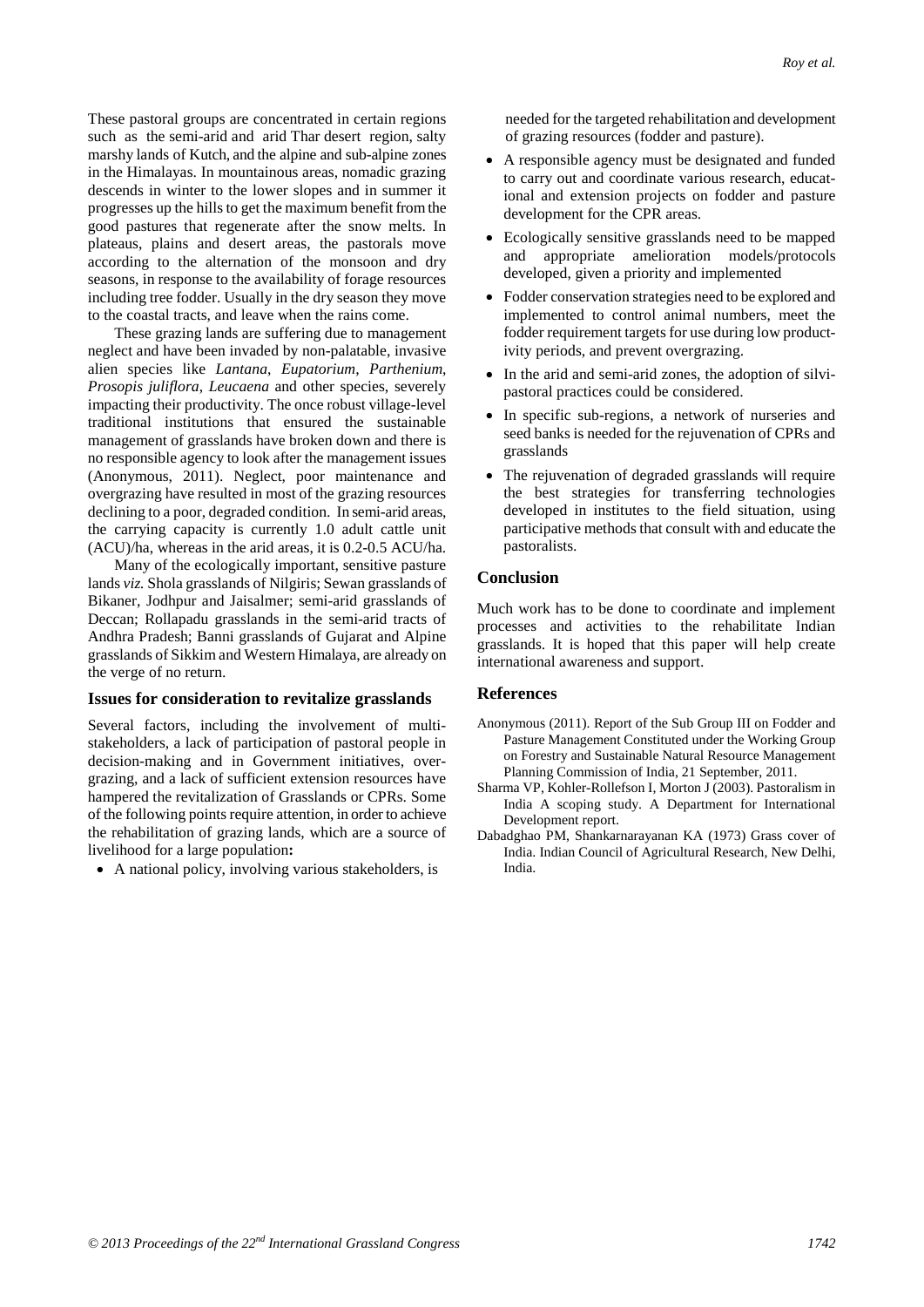These pastoral groups are concentrated in certain regions such as the semi-arid and arid Thar desert region, salty marshy lands of Kutch, and the alpine and sub-alpine zones in the Himalayas. In mountainous areas, nomadic grazing descends in winter to the lower slopes and in summer it progresses up the hills to get the maximum benefit from the good pastures that regenerate after the snow melts. In plateaus, plains and desert areas, the pastorals move according to the alternation of the monsoon and dry seasons, in response to the availability of forage resources including tree fodder. Usually in the dry season they move to the coastal tracts, and leave when the rains come.

These grazing lands are suffering due to management neglect and have been invaded by non-palatable, invasive alien species like *Lantana*, *Eupatorium*, *Parthenium*, *Prosopis juliflora*, *Leucaena* and other species, severely impacting their productivity. The once robust village-level traditional institutions that ensured the sustainable management of grasslands have broken down and there is no responsible agency to look after the management issues (Anonymous, 2011). Neglect, poor maintenance and overgrazing have resulted in most of the grazing resources declining to a poor, degraded condition. In semi-arid areas, the carrying capacity is currently 1.0 adult cattle unit (ACU)/ha, whereas in the arid areas, it is 0.2-0.5 ACU/ha.

Many of the ecologically important, sensitive pasture lands *viz.* Shola grasslands of Nilgiris; Sewan grasslands of Bikaner, Jodhpur and Jaisalmer; semi-arid grasslands of Deccan; Rollapadu grasslands in the semi-arid tracts of Andhra Pradesh; Banni grasslands of Gujarat and Alpine grasslands of Sikkim and Western Himalaya, are already on the verge of no return.

## Issues for consideration to revitalize grasslands

Several factors, including the involvement of multi-stakeholders, a lack of participation of pastoral people in decision-making and in Government initiatives, over-grazing, and a lack of sufficient extension resources have hampered the revitalization of Grasslands or CPRs. Some of the following points require attention, in order to achieve the rehabilitation of grazing lands, which are a source of livelihood for a large population**:**

- A national policy, involving various stakeholders, is needed for the targeted rehabilitation and development of grazing resources (fodder and pasture).
- A responsible agency must be designated and funded to carry out and coordinate various research, educational and extension projects on fodder and pasture development for the CPR areas.
- Ecologically sensitive grasslands need to be mapped and appropriate amelioration models/protocols developed, given a priority and implemented
- Fodder conservation strategies need to be explored and implemented to control animal numbers, meet the fodder requirement targets for use during low productivity periods, and prevent overgrazing.
- In the arid and semi-arid zones, the adoption of silvi-pastoral practices could be considered.
- In specific sub-regions, a network of nurseries and seed banks is needed for the rejuvenation of CPRs and grasslands
- The rejuvenation of degraded grasslands will require the best strategies for transferring technologies developed in institutes to the field situation, using participative methods that consult with and educate the pastoralists.

## Conclusion

Much work has to be done to coordinate and implement processes and activities to the rehabilitate Indian grasslands. It is hoped that this paper will help create international awareness and support.

## References

Anonymous (2011). Report of the Sub Group III on Fodder and Pasture Management Constituted under the Working Group on Forestry and Sustainable Natural Resource Management Planning Commission of India, 21 September, 2011.

Sharma VP, Kohler-Rollefson I, Morton J (2003). Pastoralism in India A scoping study. A Department for International Development report.

Dabadghao PM, Shankarnarayanan KA (1973) Grass cover of India. Indian Council of Agricultural Research, New Delhi, India.